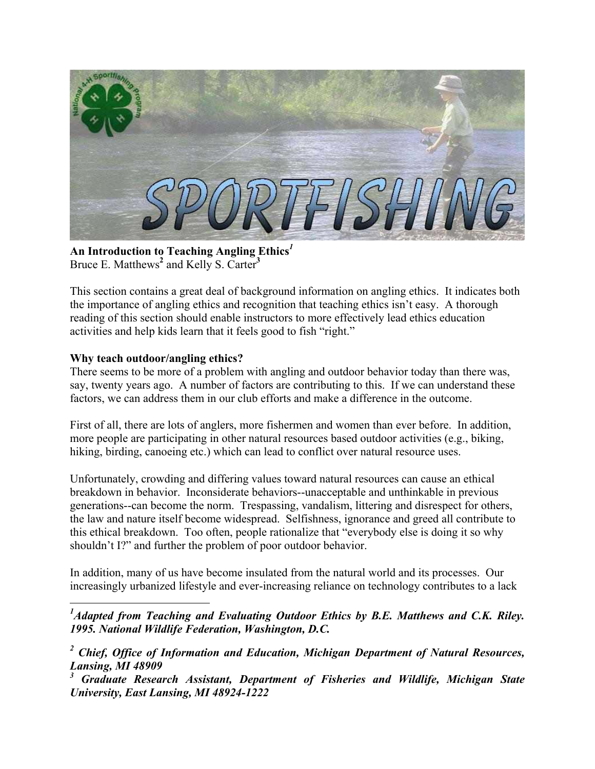**An Introduction to Teaching Angling Ethics[1]**
Bruce E. Matthews[2] and Kelly S. Carter[3]

This section contains a great deal of background information on angling ethics. It indicates both the importance of angling ethics and recognition that teaching ethics isn't easy. A thorough reading of this section should enable instructors to more effectively lead ethics education activities and help kids learn that it feels good to fish "right."

**Why teach outdoor/angling ethics?**

There seems to be more of a problem with angling and outdoor behavior today than there was, say, twenty years ago. A number of factors are contributing to this. If we can understand these factors, we can address them in our club efforts and make a difference in the outcome.

First of all, there are lots of anglers, more fishermen and women than ever before. In addition, more people are participating in other natural resources based outdoor activities (e.g., biking, hiking, birding, canoeing etc.) which can lead to conflict over natural resource uses.

Unfortunately, crowding and differing values toward natural resources can cause an ethical breakdown in behavior. Inconsiderate behaviors--unacceptable and unthinkable in previous generations--can become the norm. Trespassing, vandalism, littering and disrespect for others, the law and nature itself become widespread. Selfishness, ignorance and greed all contribute to this ethical breakdown. Too often, people rationalize that "everybody else is doing it so why shouldn't I?" and further the problem of poor outdoor behavior.

In addition, many of us have become insulated from the natural world and its processes. Our increasingly urbanized lifestyle and ever-increasing reliance on technology contributes to a lack

---

[1] ***Adapted from Teaching and Evaluating Outdoor Ethics by B.E. Matthews and C.K. Riley. 1995. National Wildlife Federation, Washington, D.C.***

[2] ***Chief, Office of Information and Education, Michigan Department of Natural Resources, Lansing, MI 48909***

[3] ***Graduate Research Assistant, Department of Fisheries and Wildlife, Michigan State University, East Lansing, MI 48924-1222***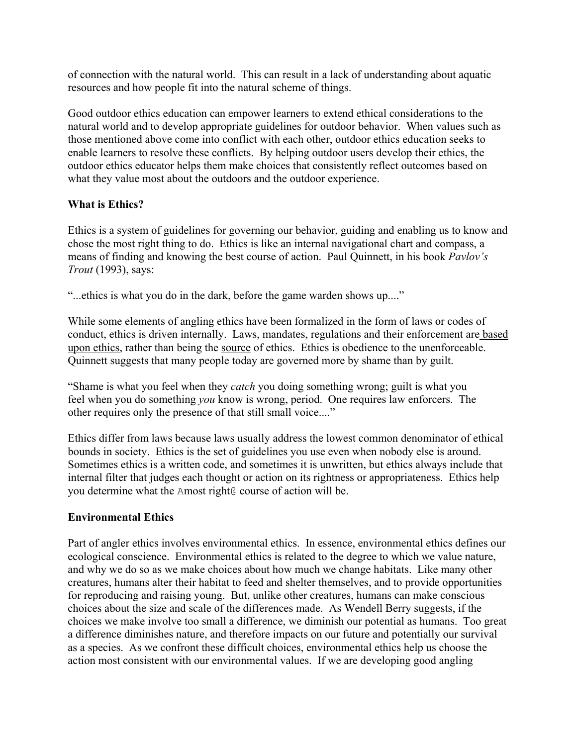of connection with the natural world. This can result in a lack of understanding about aquatic resources and how people fit into the natural scheme of things.

Good outdoor ethics education can empower learners to extend ethical considerations to the natural world and to develop appropriate guidelines for outdoor behavior. When values such as those mentioned above come into conflict with each other, outdoor ethics education seeks to enable learners to resolve these conflicts. By helping outdoor users develop their ethics, the outdoor ethics educator helps them make choices that consistently reflect outcomes based on what they value most about the outdoors and the outdoor experience.

**What is Ethics?**

Ethics is a system of guidelines for governing our behavior, guiding and enabling us to know and chose the most right thing to do. Ethics is like an internal navigational chart and compass, a means of finding and knowing the best course of action. Paul Quinnett, in his book *Pavlov's Trout* (1993), says:

"...ethics is what you do in the dark, before the game warden shows up...."

While some elements of angling ethics have been formalized in the form of laws or codes of conduct, ethics is driven internally. Laws, mandates, regulations and their enforcement are based upon ethics, rather than being the source of ethics. Ethics is obedience to the unenforceable. Quinnett suggests that many people today are governed more by shame than by guilt.

"Shame is what you feel when they *catch* you doing something wrong; guilt is what you feel when you do something *you* know is wrong, period. One requires law enforcers. The other requires only the presence of that still small voice...."

Ethics differ from laws because laws usually address the lowest common denominator of ethical bounds in society. Ethics is the set of guidelines you use even when nobody else is around. Sometimes ethics is a written code, and sometimes it is unwritten, but ethics always include that internal filter that judges each thought or action on its rightness or appropriateness. Ethics help you determine what the Amost right@ course of action will be.

**Environmental Ethics**

Part of angler ethics involves environmental ethics. In essence, environmental ethics defines our ecological conscience. Environmental ethics is related to the degree to which we value nature, and why we do so as we make choices about how much we change habitats. Like many other creatures, humans alter their habitat to feed and shelter themselves, and to provide opportunities for reproducing and raising young. But, unlike other creatures, humans can make conscious choices about the size and scale of the differences made. As Wendell Berry suggests, if the choices we make involve too small a difference, we diminish our potential as humans. Too great a difference diminishes nature, and therefore impacts on our future and potentially our survival as a species. As we confront these difficult choices, environmental ethics help us choose the action most consistent with our environmental values. If we are developing good angling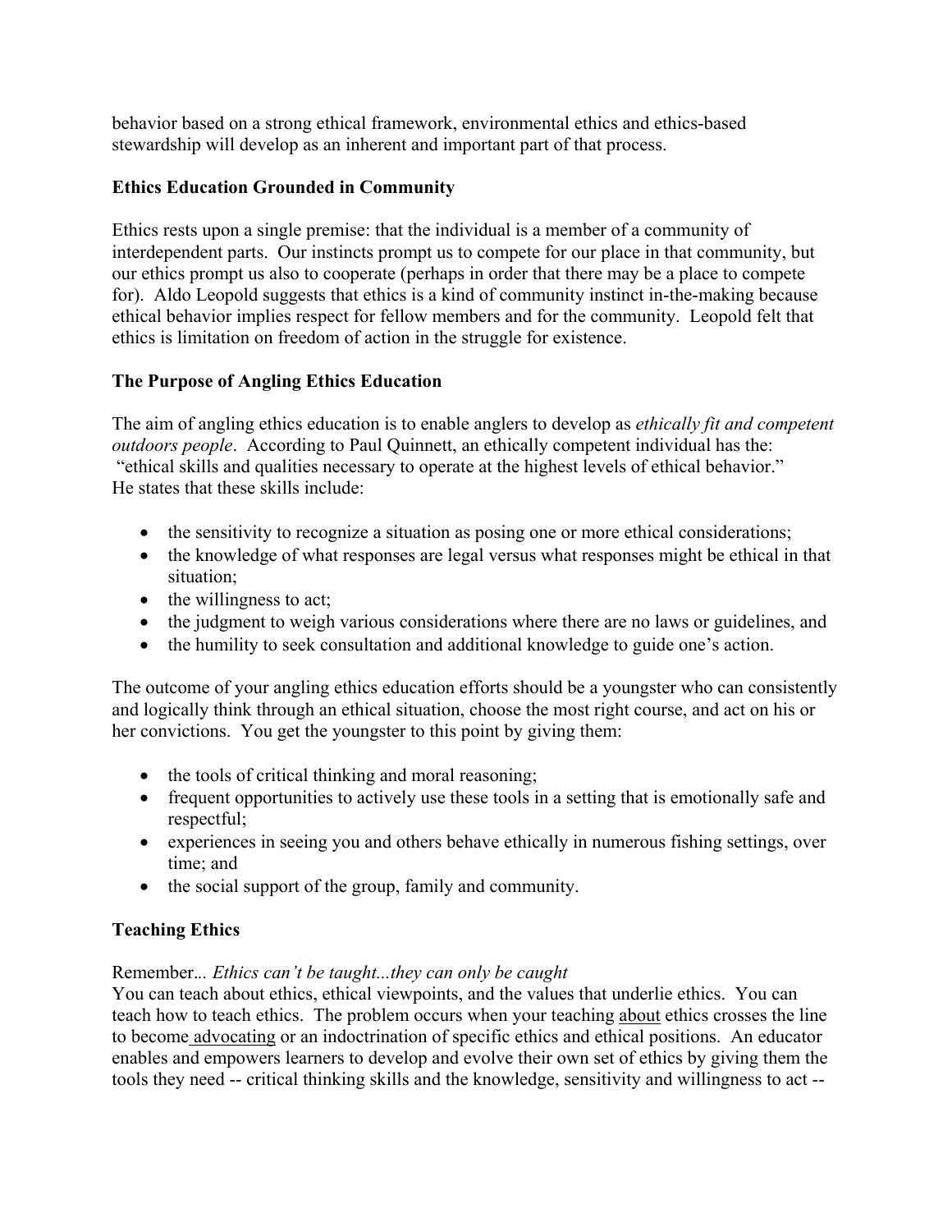behavior based on a strong ethical framework, environmental ethics and ethics-based stewardship will develop as an inherent and important part of that process.

**Ethics Education Grounded in Community**

Ethics rests upon a single premise: that the individual is a member of a community of interdependent parts. Our instincts prompt us to compete for our place in that community, but our ethics prompt us also to cooperate (perhaps in order that there may be a place to compete for). Aldo Leopold suggests that ethics is a kind of community instinct in-the-making because ethical behavior implies respect for fellow members and for the community. Leopold felt that ethics is limitation on freedom of action in the struggle for existence.

**The Purpose of Angling Ethics Education**

The aim of angling ethics education is to enable anglers to develop as *ethically fit and competent outdoors people*. According to Paul Quinnett, an ethically competent individual has the: "ethical skills and qualities necessary to operate at the highest levels of ethical behavior." He states that these skills include:

- the sensitivity to recognize a situation as posing one or more ethical considerations;
- the knowledge of what responses are legal versus what responses might be ethical in that situation;
- the willingness to act;
- the judgment to weigh various considerations where there are no laws or guidelines, and
- the humility to seek consultation and additional knowledge to guide one's action.

The outcome of your angling ethics education efforts should be a youngster who can consistently and logically think through an ethical situation, choose the most right course, and act on his or her convictions. You get the youngster to this point by giving them:

- the tools of critical thinking and moral reasoning;
- frequent opportunities to actively use these tools in a setting that is emotionally safe and respectful;
- experiences in seeing you and others behave ethically in numerous fishing settings, over time; and
- the social support of the group, family and community.

**Teaching Ethics**

Remember... *Ethics can't be taught...they can only be caught*
You can teach about ethics, ethical viewpoints, and the values that underlie ethics. You can teach how to teach ethics. The problem occurs when your teaching <u>about</u> ethics crosses the line to become <u>advocating</u> or an indoctrination of specific ethics and ethical positions. An educator enables and empowers learners to develop and evolve their own set of ethics by giving them the tools they need -- critical thinking skills and the knowledge, sensitivity and willingness to act --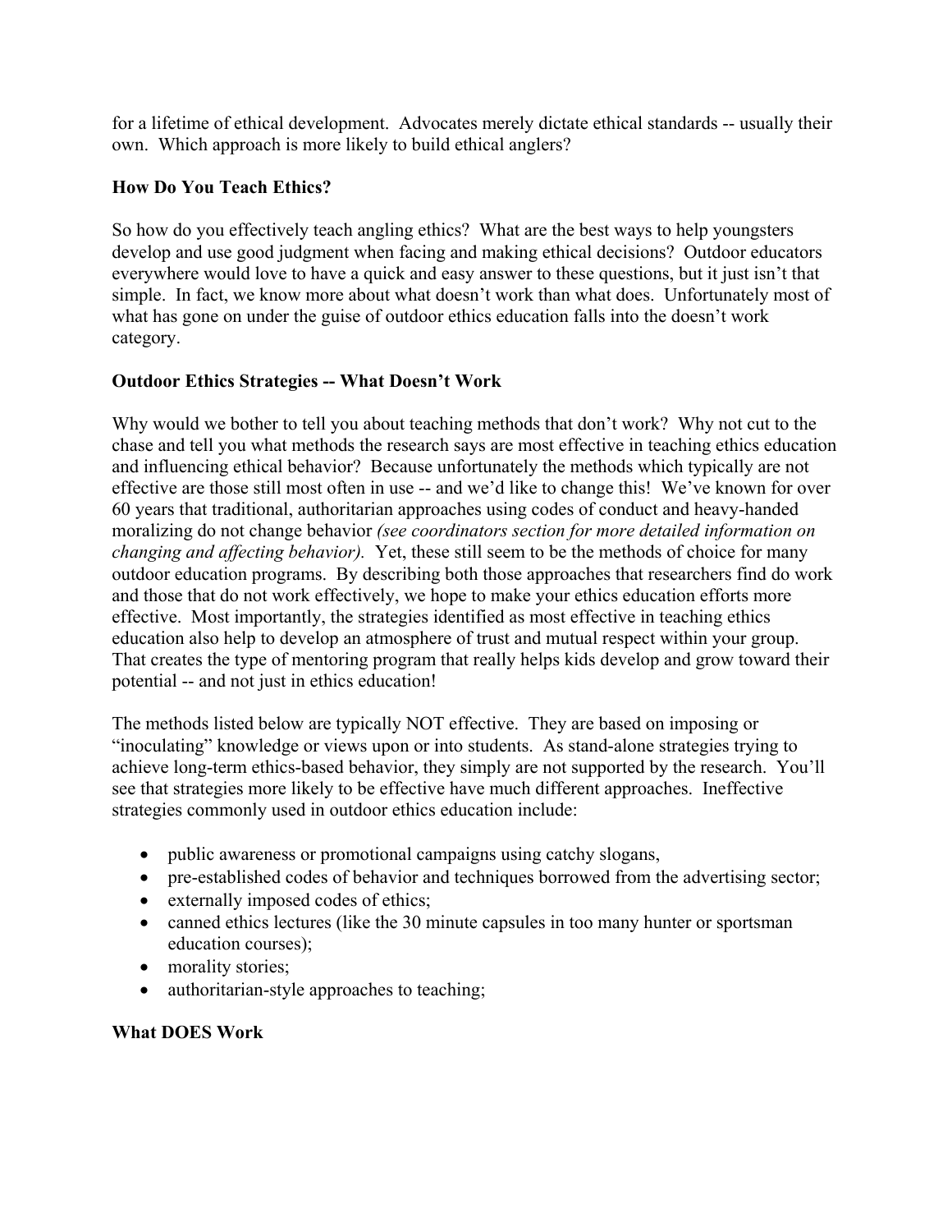for a lifetime of ethical development. Advocates merely dictate ethical standards -- usually their own. Which approach is more likely to build ethical anglers?

**How Do You Teach Ethics?**

So how do you effectively teach angling ethics? What are the best ways to help youngsters develop and use good judgment when facing and making ethical decisions? Outdoor educators everywhere would love to have a quick and easy answer to these questions, but it just isn't that simple. In fact, we know more about what doesn't work than what does. Unfortunately most of what has gone on under the guise of outdoor ethics education falls into the doesn't work category.

**Outdoor Ethics Strategies -- What Doesn't Work**

Why would we bother to tell you about teaching methods that don't work? Why not cut to the chase and tell you what methods the research says are most effective in teaching ethics education and influencing ethical behavior? Because unfortunately the methods which typically are not effective are those still most often in use -- and we'd like to change this! We've known for over 60 years that traditional, authoritarian approaches using codes of conduct and heavy-handed moralizing do not change behavior *(see coordinators section for more detailed information on changing and affecting behavior).* Yet, these still seem to be the methods of choice for many outdoor education programs. By describing both those approaches that researchers find do work and those that do not work effectively, we hope to make your ethics education efforts more effective. Most importantly, the strategies identified as most effective in teaching ethics education also help to develop an atmosphere of trust and mutual respect within your group. That creates the type of mentoring program that really helps kids develop and grow toward their potential -- and not just in ethics education!

The methods listed below are typically NOT effective. They are based on imposing or "inoculating" knowledge or views upon or into students. As stand-alone strategies trying to achieve long-term ethics-based behavior, they simply are not supported by the research. You'll see that strategies more likely to be effective have much different approaches. Ineffective strategies commonly used in outdoor ethics education include:

- public awareness or promotional campaigns using catchy slogans,
- pre-established codes of behavior and techniques borrowed from the advertising sector;
- externally imposed codes of ethics;
- canned ethics lectures (like the 30 minute capsules in too many hunter or sportsman education courses);
- morality stories;
- authoritarian-style approaches to teaching;

**What DOES Work**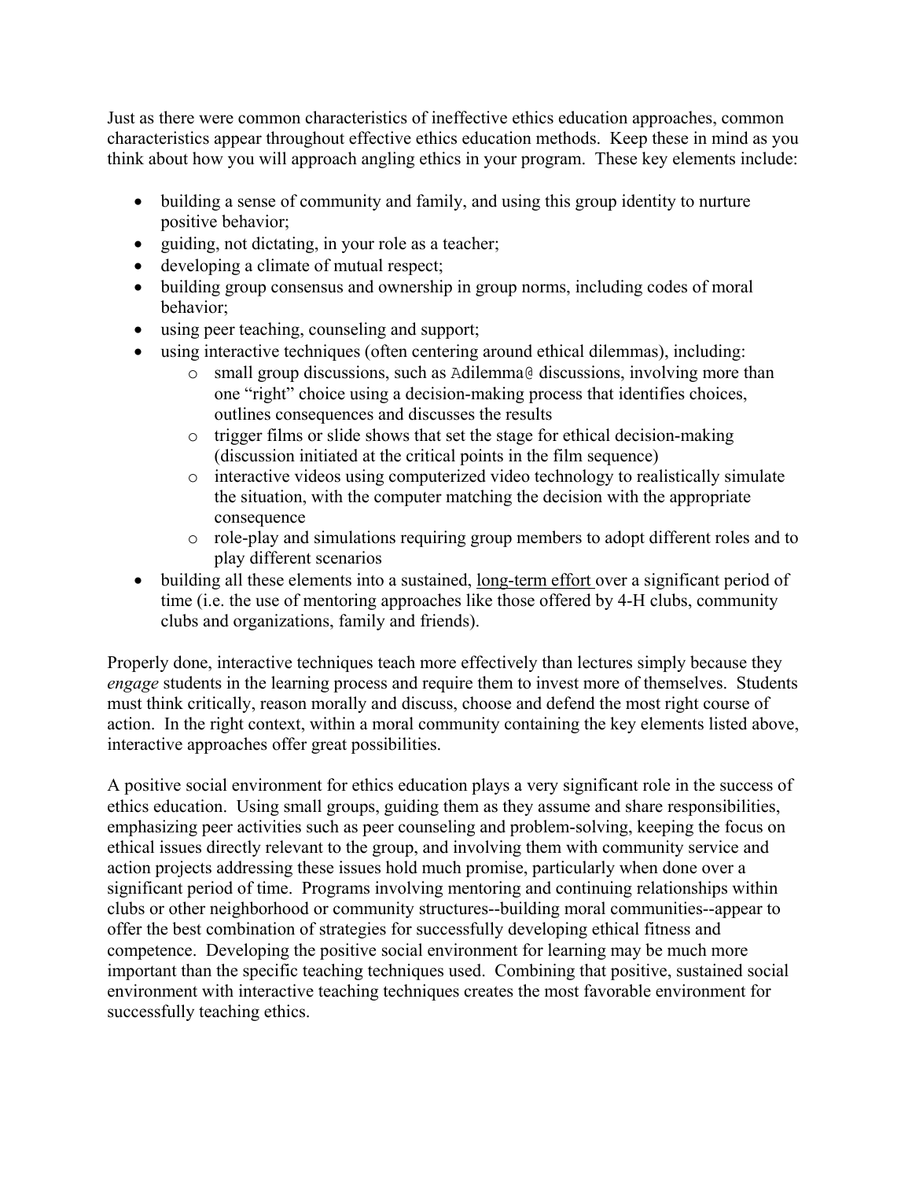Just as there were common characteristics of ineffective ethics education approaches, common characteristics appear throughout effective ethics education methods. Keep these in mind as you think about how you will approach angling ethics in your program. These key elements include:

- building a sense of community and family, and using this group identity to nurture positive behavior;
- guiding, not dictating, in your role as a teacher;
- developing a climate of mutual respect;
- building group consensus and ownership in group norms, including codes of moral behavior;
- using peer teaching, counseling and support;
- using interactive techniques (often centering around ethical dilemmas), including:
    - small group discussions, such as Adilemma@ discussions, involving more than one "right" choice using a decision-making process that identifies choices, outlines consequences and discusses the results
    - trigger films or slide shows that set the stage for ethical decision-making (discussion initiated at the critical points in the film sequence)
    - interactive videos using computerized video technology to realistically simulate the situation, with the computer matching the decision with the appropriate consequence
    - role-play and simulations requiring group members to adopt different roles and to play different scenarios
- building all these elements into a sustained, <u>long-term effort</u> over a significant period of time (i.e. the use of mentoring approaches like those offered by 4-H clubs, community clubs and organizations, family and friends).

Properly done, interactive techniques teach more effectively than lectures simply because they *engage* students in the learning process and require them to invest more of themselves. Students must think critically, reason morally and discuss, choose and defend the most right course of action. In the right context, within a moral community containing the key elements listed above, interactive approaches offer great possibilities.

A positive social environment for ethics education plays a very significant role in the success of ethics education. Using small groups, guiding them as they assume and share responsibilities, emphasizing peer activities such as peer counseling and problem-solving, keeping the focus on ethical issues directly relevant to the group, and involving them with community service and action projects addressing these issues hold much promise, particularly when done over a significant period of time. Programs involving mentoring and continuing relationships within clubs or other neighborhood or community structures--building moral communities--appear to offer the best combination of strategies for successfully developing ethical fitness and competence. Developing the positive social environment for learning may be much more important than the specific teaching techniques used. Combining that positive, sustained social environment with interactive teaching techniques creates the most favorable environment for successfully teaching ethics.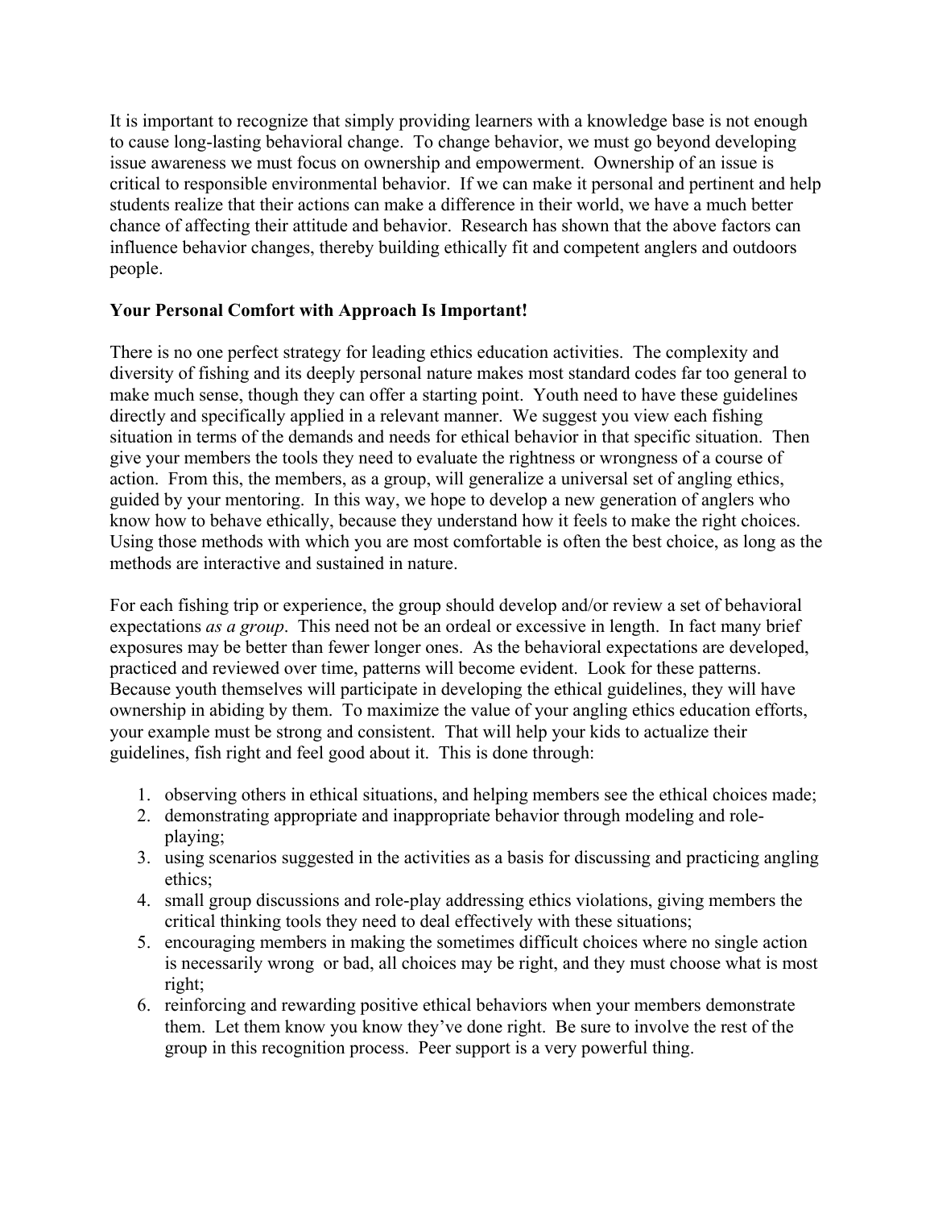It is important to recognize that simply providing learners with a knowledge base is not enough to cause long-lasting behavioral change. To change behavior, we must go beyond developing issue awareness we must focus on ownership and empowerment. Ownership of an issue is critical to responsible environmental behavior. If we can make it personal and pertinent and help students realize that their actions can make a difference in their world, we have a much better chance of affecting their attitude and behavior. Research has shown that the above factors can influence behavior changes, thereby building ethically fit and competent anglers and outdoors people.

**Your Personal Comfort with Approach Is Important!**

There is no one perfect strategy for leading ethics education activities. The complexity and diversity of fishing and its deeply personal nature makes most standard codes far too general to make much sense, though they can offer a starting point. Youth need to have these guidelines directly and specifically applied in a relevant manner. We suggest you view each fishing situation in terms of the demands and needs for ethical behavior in that specific situation. Then give your members the tools they need to evaluate the rightness or wrongness of a course of action. From this, the members, as a group, will generalize a universal set of angling ethics, guided by your mentoring. In this way, we hope to develop a new generation of anglers who know how to behave ethically, because they understand how it feels to make the right choices. Using those methods with which you are most comfortable is often the best choice, as long as the methods are interactive and sustained in nature.

For each fishing trip or experience, the group should develop and/or review a set of behavioral expectations *as a group*. This need not be an ordeal or excessive in length. In fact many brief exposures may be better than fewer longer ones. As the behavioral expectations are developed, practiced and reviewed over time, patterns will become evident. Look for these patterns. Because youth themselves will participate in developing the ethical guidelines, they will have ownership in abiding by them. To maximize the value of your angling ethics education efforts, your example must be strong and consistent. That will help your kids to actualize their guidelines, fish right and feel good about it. This is done through:

1. observing others in ethical situations, and helping members see the ethical choices made;
2. demonstrating appropriate and inappropriate behavior through modeling and role-playing;
3. using scenarios suggested in the activities as a basis for discussing and practicing angling ethics;
4. small group discussions and role-play addressing ethics violations, giving members the critical thinking tools they need to deal effectively with these situations;
5. encouraging members in making the sometimes difficult choices where no single action is necessarily wrong or bad, all choices may be right, and they must choose what is most right;
6. reinforcing and rewarding positive ethical behaviors when your members demonstrate them. Let them know you know they've done right. Be sure to involve the rest of the group in this recognition process. Peer support is a very powerful thing.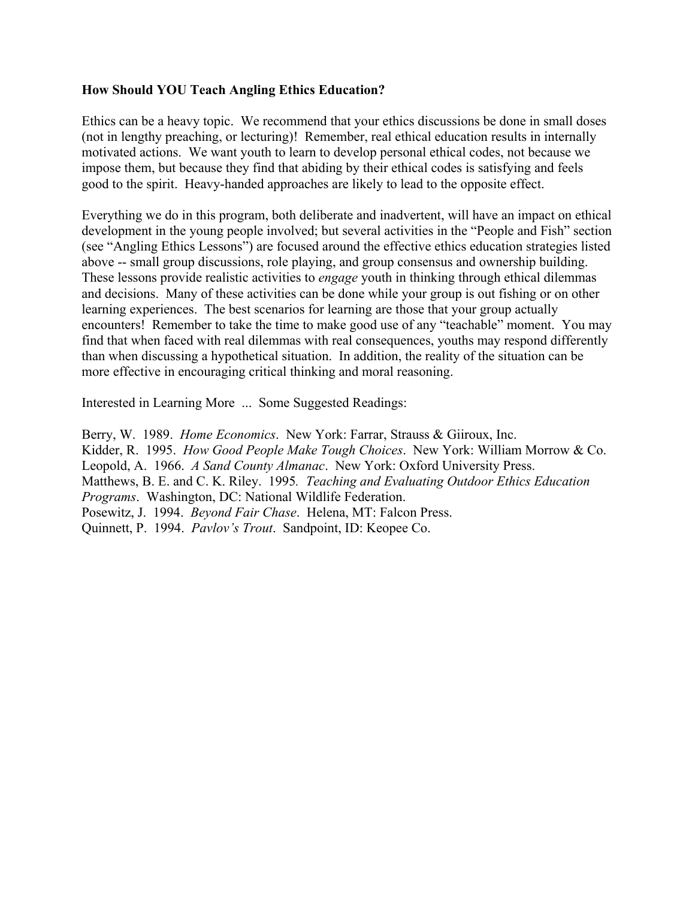**How Should YOU Teach Angling Ethics Education?**

Ethics can be a heavy topic. We recommend that your ethics discussions be done in small doses (not in lengthy preaching, or lecturing)! Remember, real ethical education results in internally motivated actions. We want youth to learn to develop personal ethical codes, not because we impose them, but because they find that abiding by their ethical codes is satisfying and feels good to the spirit. Heavy-handed approaches are likely to lead to the opposite effect.

Everything we do in this program, both deliberate and inadvertent, will have an impact on ethical development in the young people involved; but several activities in the "People and Fish" section (see "Angling Ethics Lessons") are focused around the effective ethics education strategies listed above -- small group discussions, role playing, and group consensus and ownership building. These lessons provide realistic activities to *engage* youth in thinking through ethical dilemmas and decisions. Many of these activities can be done while your group is out fishing or on other learning experiences. The best scenarios for learning are those that your group actually encounters! Remember to take the time to make good use of any "teachable" moment. You may find that when faced with real dilemmas with real consequences, youths may respond differently than when discussing a hypothetical situation. In addition, the reality of the situation can be more effective in encouraging critical thinking and moral reasoning.

Interested in Learning More ... Some Suggested Readings:

Berry, W. 1989. *Home Economics*. New York: Farrar, Strauss & Giiroux, Inc.
Kidder, R. 1995. *How Good People Make Tough Choices*. New York: William Morrow & Co.
Leopold, A. 1966. *A Sand County Almanac*. New York: Oxford University Press.
Matthews, B. E. and C. K. Riley. 1995. *Teaching and Evaluating Outdoor Ethics Education Programs*. Washington, DC: National Wildlife Federation.
Posewitz, J. 1994. *Beyond Fair Chase*. Helena, MT: Falcon Press.
Quinnett, P. 1994. *Pavlov's Trout*. Sandpoint, ID: Keopee Co.